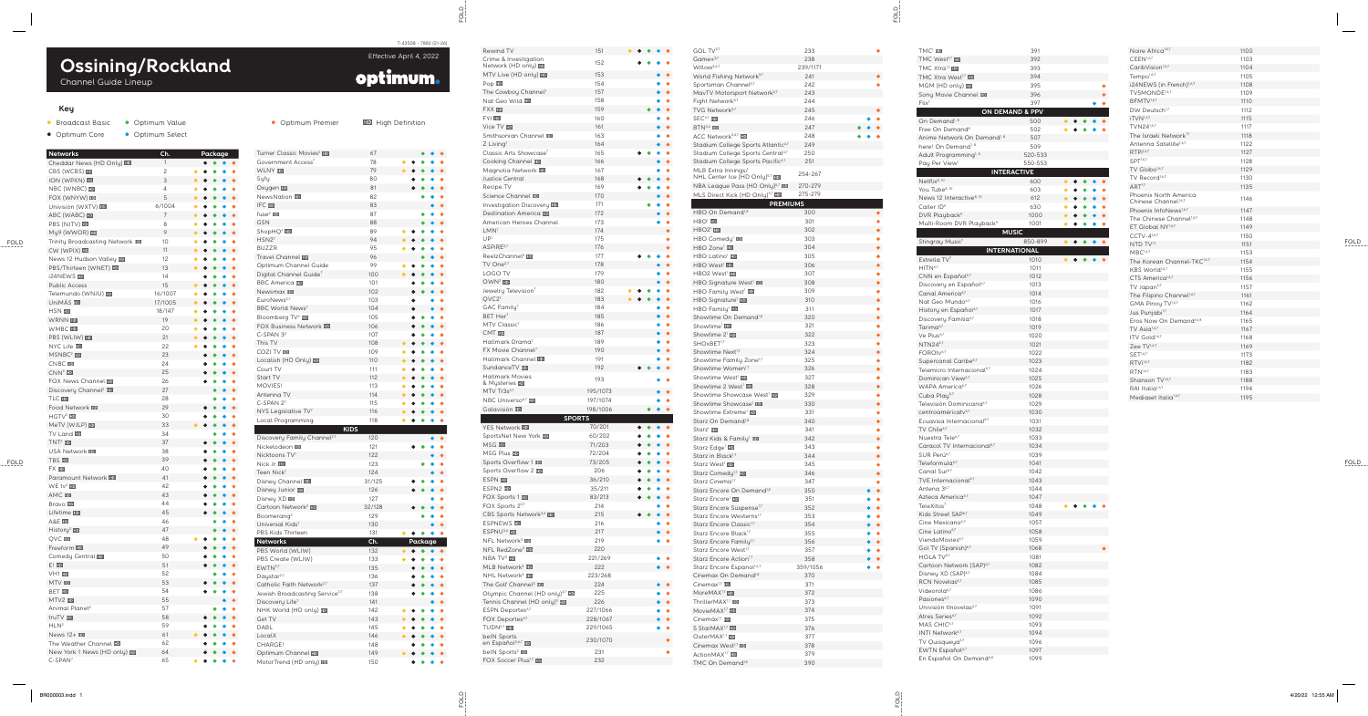# Ossining/Rockland

Channel Guide Lineup

Effective April 4, 2022

**optimum.**

## Key

- Broadcast Basic
- Optimum Core
- Optimum Value
- Optimum Select
- Optimum Premier
- HD High Definition

| Networks | Ch. | Broadcast Basic | Optimum Core | Optimum Value | Optimum Select | Optimum Premier |
|---|---|---|---|---|---|---|
| Cheddar News (HD Only) HD | 1 | | ● | ● | ● | ● |
| CBS (WCBS) HD | 2 | ● | ● | ● | ● | ● |
| ION (WPXN) HD | 3 | ● | ● | ● | ● | ● |
| NBC (WNBC) HD | 4 | ● | ● | ● | ● | ● |
| FOX (WNYW) HD | 5 | ● | ● | ● | ● | ● |
| Univisión (WXTV) HD | 6/1004 | ● | ● | ● | ● | ● |
| ABC (WABC) HD | 7 | ● | ● | ● | ● | ● |
| PBS (NJTV) HD | 8 | ● | ● | ● | ● | ● |
| My9 (WWOR) HD | 9 | ● | ● | ● | ● | ● |
| Trinity Broadcasting Network HD | 10 | ● | ● | ● | ● | ● |
| CW (WPIX) HD | 11 | ● | ● | ● | ● | ● |
| News 12 Hudson Valley HD | 12 | ● | ● | ● | ● | ● |
| PBS/Thirteen (WNET) HD | 13 | ● | ● | ● | ● | ● |
| i24NEWS HD | 14 | | ● | ● | ● | ● |
| Public Access | 15 | ● | ● | ● | ● | ● |
| Telemundo (WNJU) HD | 16/1007 | ● | ● | ● | ● | ● |
| UniMÁS HD | 17/1005 | ● | ● | ● | ● | ● |
| HSN HD | 18/147 | ● | ● | ● | ● | ● |
| WRNN HD | 19 | ● | ● | ● | ● | ● |
| WMBC HD | 20 | ● | ● | ● | ● | ● |
| PBS (WLIW) HD | 21 | ● | ● | ● | ● | ● |
| NYC Life HD | 22 | ● | ● | ● | ● | ● |
| MSNBC[3] HD | 23 | | ● | ● | ● | ● |
| CNBC HD | 24 | | ● | ● | ● | ● |
| CNN[3] HD | 25 | | ● | ● | ● | ● |
| FOX News Channel HD | 26 | | ● | ● | ● | ● |
| Discovery Channel[3] HD | 27 | | | ● | ● | ● |
| TLC HD | 28 | | | ● | ● | ● |
| Food Network HD | 29 | | ● | ● | ● | ● |
| HGTV[3] HD | 30 | | ● | ● | ● | ● |
| MeTV (WJLP) HD | 33 | ● | ● | ● | ● | ● |
| TV Land HD | 34 | | ● | ● | ● | ● |
| TNT[3] HD | 37 | | ● | ● | ● | ● |
| USA Network HD | 38 | | ● | ● | ● | ● |
| TBS HD | 39 | | ● | ● | ● | ● |
| FX HD | 40 | | ● | ● | ● | ● |
| Paramount Network HD | 41 | | ● | ● | ● | ● |
| WE tv HD | 42 | | ● | ● | ● | ● |
| AMC HD | 43 | | ● | ● | ● | ● |
| Bravo HD | 44 | | ● | ● | ● | ● |
| Lifetime HD | 45 | | ● | ● | ● | ● |
| A&E HD | 46 | | | ● | ● | ● |
| History[3] HD | 47 | | | ● | ● | ● |
| QVC HD | 48 | ● | ● | ● | ● | ● |
| Freeform HD | 49 | | ● | ● | ● | ● |
| Comedy Central HD | 50 | | ● | ● | ● | ● |
| E! HD | 51 | | ● | ● | ● | ● |
| VH1 HD | 52 | | | ● | ● | ● |
| MTV HD | 53 | | ● | ● | ● | ● |
| BET HD | 54 | | ● | ● | ● | ● |
| MTV2 HD | 55 | | | | ● | ● |
| Animal Planet[3] | 57 | | | ● | ● | ● |
| truTV HD | 58 | | ● | ● | ● | ● |
| HLN[3] | 59 | | ● | ● | ● | ● |
| News 12+ HD | 61 | ● | ● | ● | ● | ● |
| The Weather Channel HD | 62 | | ● | ● | ● | ● |
| New York 1 News (HD only) HD | 64 | | ● | ● | ● | ● |
| C-SPAN[1] | 65 | ● | ● | ● | ● | ● |
| Turner Classic Movies[3] HD | 67 | | | ● | ● | ● |
| Government Access[1] | 78 | ● | ● | ● | ● | ● |
| WLNY HD | 79 | ● | ● | ● | ● | ● |
| Syfy | 80 | | ● | ● | ● | ● |
| Oxygen HD | 81 | | ● | ● | ● | ● |
| NewsNation HD | 82 | | | ● | ● | ● |
| IFC HD | 83 | | | | ● | ● |
| fuse[3] HD | 87 | | | ● | ● | ● |
| GSN | 88 | | | ● | ● | ● |
| ShopHQ[1] HD | 89 | ● | ● | ● | ● | ● |
| HSN2[1] | 94 | ● | ● | ● | ● | ● |
| BUZZR | 95 | ● | ● | ● | ● | ● |
| Travel Channel HD | 96 | | | | ● | ● |
| Optimum Channel Guide | 99 | ● | ● | ● | ● | ● |
| Digital Channel Guide[1] | 100 | ● | ● | ● | ● | ● |
| BBC America HD | 101 | | ● | ● | ● | ● |
| Newsmax HD | 102 | | ● | ● | ● | ● |
| EuroNews[2,7] | 103 | | | ● | ● | ● |
| BBC World News[1] | 104 | | | ● | ● | ● |
| Bloomberg TV[3] HD | 105 | | ● | ● | ● | ● |
| FOX Business Network HD | 106 | | ● | ● | ● | ● |
| C-SPAN 3[2] | 107 | | ● | ● | ● | ● |
| This TV | 108 | ● | ● | ● | ● | ● |
| COZI TV HD | 109 | ● | ● | ● | ● | ● |
| Localish (HD Only) HD | 110 | ● | ● | ● | ● | ● |
| Court TV | 111 | ● | ● | ● | ● | ● |
| Start TV | 112 | ● | ● | ● | ● | ● |
| MOVIES! | 113 | ● | ● | ● | ● | ● |
| Antenna TV | 114 | ● | ● | ● | ● | ● |
| C-SPAN 2[1] | 115 | ● | ● | ● | ● | ● |
| NYS Legislative TV[1] | 116 | ● | ● | ● | ● | ● |
| Local Programming | 118 | ● | ● | ● | ● | ● |
| **KIDS** | | | | | | |
| Discovery Family Channel[3,7] | 120 | | | | ● | ● |
| Nickelodeon HD | 121 | | ● | ● | ● | ● |
| Nicktoons TV[7] | 122 | | | | ● | ● |
| Nick Jr. HD | 123 | | | ● | ● | ● |
| Teen Nick[1] | 124 | | | | ● | ● |
| Disney Channel HD | 31/125 | | ● | ● | ● | ● |
| Disney Junior HD | 126 | | ● | ● | ● | ● |
| Disney XD HD | 127 | | | | ● | ● |
| Cartoon Network[3] HD | 32/128 | | ● | ● | ● | ● |
| Boomerang[3] | 129 | | | | ● | ● |
| Universal Kids[1] | 130 | | | | ● | ● |
| PBS Kids Thirteen | 131 | ● | ● | ● | ● | ● |

| Networks | Ch. | Broadcast Basic | Optimum Core | Optimum Value | Optimum Select | Optimum Premier |
|---|---|---|---|---|---|---|
| PBS World (WLIW) | 132 | ● | ● | ● | ● | ● |
| PBS Create (WLIW) | 133 | ● | ● | ● | ● | ● |
| EWTN[1,7] | 135 | | ● | ● | ● | ● |
| Daystar[6,7] | 136 | | ● | ● | ● | ● |
| Catholic Faith Network[6,7] | 137 | | ● | ● | ● | ● |
| Jewish Broadcasting Service[1,7] | 138 | | ● | ● | ● | ● |
| Discovery Life[1] | 141 | | | | ● | ● |
| NHK World (HD only) HD | 142 | ● | ● | ● | ● | ● |
| Get TV | 143 | ● | ● | ● | ● | ● |
| DABL | 145 | ● | ● | ● | ● | ● |
| LocalX | 146 | ● | ● | ● | ● | ● |
| CHARGE! | 148 | | ● | ● | ● | ● |
| Optimum Channel HD | 149 | ● | ● | ● | ● | ● |
| MotorTrend (HD only) HD | 150 | | ● | ● | ● | ● |
| Rewind TV | 151 | ● | ● | ● | ● | ● |
| Crime & Investigation Network (HD only) HD | 152 | | ● | ● | ● | ● |
| MTV Live (HD only) HD | 153 | | | | ● | ● |
| Pop HD | 154 | | | | ● | ● |
| The Cowboy Channel[1] | 157 | | | | ● | ● |
| Nat Geo Wild HD | 158 | | | | ● | ● |
| FXX HD | 159 | | | ● | ● | ● |
| FYI HD | 160 | | | | ● | ● |
| Vice TV HD | 161 | | | | ● | ● |
| Smithsonian Channel HD | 163 | | | | ● | ● |
| Z Living[1] | 164 | | | | ● | ● |
| Classic Arts Showcase[1] | 165 | | ● | ● | ● | ● |
| Cooking Channel HD | 166 | | | | ● | ● |
| Magnolia Network HD | 167 | | | | ● | ● |
| Justice Central | 168 | | ● | ● | ● | ● |
| Recipe TV | 169 | | ● | ● | ● | ● |
| Science Channel HD | 170 | | | | ● | ● |
| Investigation Discovery HD | 171 | | | ● | ● | ● |
| Destination America HD | 172 | | | | ● | ● |
| American Heroes Channel | 173 | | | | ● | ● |
| LMN[1] | 174 | | | | | ● |
| UP[1] | 175 | | | | | ● |
| ASPiRE[1,7] | 176 | | | | | ● |
| ReelzChannel[3] HD | 177 | | ● | ● | ● | ● |
| TV One[1,7] | 178 | | | | ● | ● |
| LOGO TV | 179 | | | | ● | ● |
| OWN HD | 180 | | | | ● | ● |
| Jewelry Television[1] | 182 | ● | ● | ● | ● | ● |
| QVC2[1] | 183 | ● | ● | ● | ● | ● |
| GAC Family[1] | 184 | | | | ● | ● |
| BET Her[1] | 185 | | | | ● | ● |
| MTV Classic[1] | 186 | | | | ● | ● |
| CMT HD | 187 | | | | ● | ● |
| Hallmark Drama[1] | 189 | | | | ● | ● |
| FX Movie Channel[1] | 190 | | | | ● | ● |
| Hallmark Channel HD | 191 | | | | ● | ● |
| SundanceTV[3] HD | 192 | | ● | ● | ● | ● |
| Hallmark Movies & Mysteries | 193 | | | | ● | ● |
| MTV Tr3s[4] | 195/1073 | | | | ● | ● |
| NBC Universo[4,7] HD | 197/1074 | | | | ● | ● |
| Galavisión HD | 198/1006 | | | ● | ● | ● |
| **SPORTS** | | | | | | |
| YES Network HD | 70/201 | | ● | ● | ● | ● |
| SportsNet New York HD | 60/202 | | ● | ● | ● | ● |
| MSG HD | 71/203 | | ● | ● | ● | ● |
| MSG Plus HD | 72/204 | | ● | ● | ● | ● |
| Sports Overflow 1 HD | 73/205 | | ● | ● | ● | ● |
| Sports Overflow 2 HD | 206 | | ● | ● | ● | ● |
| ESPN HD | 36/210 | | ● | ● | ● | ● |
| ESPN2 HD | 35/211 | | ● | ● | ● | ● |
| FOX Sports 1 HD | 83/213 | | ● | ● | ● | ● |
| FOX Sports 2[7] | 214 | | | | ● | ● |
| CBS Sports Network[5,8] HD | 215 | | ● | ● | ● | ● |
| ESPNEWS HD | 216 | | | | ● | ● |
| ESPNU[2,8] | 217 | | | | ● | ● |
| NFL Network[3] HD | 219 | | | | ● | ● |
| NFL RedZone[8] HD | 220 | | | | | |
| NBA TV[8] HD | 221/269 | | | | ● | ● |
| MLB Network[8] HD | 222 | | | | ● | ● |
| NHL Network[8] HD | 223/268 | | | | ● | ● |
| The Golf Channel[3] HD | 224 | | | | ● | ● |
| Olympic Channel (HD only)[8] HD | 225 | | | | ● | ● |
| Tennis Channel (HD only)[8] HD | 226 | | | | ● | ● |
| ESPN Deportes[4,7] | 227/1066 | | | | ● | ● |
| FOX Deportes[4,7] | 228/1067 | | | | ● | ● |
| TUDN[4,7] | 229/1065 | | | | ● | ● |
| beIN Sports en Español[4,7] HD | 230/1070 | | | | | ● |
| beIN Sports[8] HD | 231 | | | | | ● |
| FOX Soccer Plus[7] HD | 232 | | | | | |
| GOL TV[8,7] | 233 | | | | | ● |
| Game+[8] | 238 | | | | | |
| Willow[4,8] | 239/1171 | | | | | |
| World Fishing Network[8] | 241 | | | | | ● |
| Sportsman Channel[8] | 242 | | | | | ● |
| MavTV Motorsport Network[8] | 243 | | | | | ● |
| Fight Network[8] | 244 | | | | | |
| TVG Network[8] | 245 | | | | | ● |
| SEC[8] HD | 246 | | | | ● | ● |
| BTN[8] HD | 247 | | | ● | ● | ● |
| ACC Network[8] HD | 248 | | | ● | ● | ● |
| Stadium College Sports Atlantic[8] | 249 | | | | | |
| Stadium College Sports Central[8] | 250 | | | | | |
| Stadium College Sports Pacific[8] | 251 | | | | | |
| MLB Extra Innings/NHL Center Ice (HD Only)[8] HD | 254-267 | | | | | |
| NBA League Pass (HD Only)[8] HD | 270-279 | | | | | |
| MLS Direct Kick (HD Only)[8] HD | 275-279 | | | | | |
| **PREMIUMS** | | | | | | |
| HBO On Demand[1,8] | 300 | | | | | ● |
| HBO[1] HD | 301 | | | | | ● |
| HBO2[1] HD | 302 | | | | | ● |
| HBO Comedy[1] HD | 303 | | | | | ● |
| HBO Zone[1] HD | 304 | | | | | ● |
| HBO Latino[1] HD | 305 | | | | | ● |
| HBO West[1] HD | 306 | | | | | ● |
| HBO2 West[1] HD | 307 | | | | | ● |
| HBO Signature West[1] HD | 308 | | | | | ● |
| HBO Family West[1] HD | 309 | | | | | ● |
| HBO Signature[1] HD | 310 | | | | | ● |
| HBO Family[1] HD | 311 | | | | | ● |
| Showtime On Demand[1,8] | 320 | | | | | ● |
| Showtime[1] HD | 321 | | | | | ● |
| Showtime 2[1] HD | 322 | | | | | ● |
| SHOxBET[1,7] | 323 | | | | | ● |
| Showtime Next[1,7] | 324 | | | | | ● |
| Showtime Family Zone[1,7] | 325 | | | | | ● |
| Showtime Women[1,7] | 326 | | | | | ● |
| Showtime West[1] HD | 327 | | | | | ● |
| Showtime 2 West[1] HD | 328 | | | | | ● |
| Showtime Showcase West[1] HD | 329 | | | | | ● |
| Showtime Showcase[1] HD | 330 | | | | | ● |
| Showtime Extreme[1] HD | 331 | | | | | ● |
| Starz On Demand[1,8] | 340 | | | | | ● |
| Starz[1] HD | 341 | | | | | ● |
| Starz Kids & Family[1] HD | 342 | | | | | ● |
| Starz Edge[1] HD | 343 | | | | | ● |
| Starz in Black[1,7] | 344 | | | | | ● |
| Starz West[1] HD | 345 | | | | | ● |
| Starz Comedy[1,7] HD | 346 | | | | | ● |
| Starz Cinema[1,7] | 347 | | | | | ● |
| Starz Encore On Demand[1,8] | 350 | | | | ● | ● |
| Starz Encore[1] HD | 351 | | | | ● | ● |
| Starz Encore Suspense[1,7] | 352 | | | | ● | ● |
| Starz Encore Westerns[1,7] | 353 | | | | ● | ● |
| Starz Encore Classic[1,7] | 354 | | | | ● | ● |
| Starz Encore Black[1,7] | 355 | | | | ● | ● |
| Starz Encore Family[1,7] | 356 | | | | ● | ● |
| Starz Encore West[1,7] | 357 | | | | ● | ● |
| Starz Encore Action[1,7] | 358 | | | | ● | ● |
| Starz Encore Espanol[1,4,7] | 359/1056 | | | | ● | ● |
| Cinemax On Demand[1,8] | 370 | | | | | |
| Cinemax[1,7] HD | 371 | | | | | |
| MoreMAX[1,7] HD | 372 | | | | | |
| ThrillerMAX[1,7] HD | 373 | | | | | |
| MovieMAX[1,7] HD | 374 | | | | | |
| Cinemáx[1,7] HD | 375 | | | | | |
| 5 StarMAX[1,7] HD | 376 | | | | | |
| OuterMAX[1,7] HD | 377 | | | | | |
| Cinemax West[1,7] HD | 378 | | | | | |
| ActionMAX[1,7] HD | 379 | | | | | |
| TMC On Demand[1,8] | 390 | | | | | |
| TMC[1] HD | 391 | | | | | |
| TMC West[1,7] HD | 392 | | | | | |
| TMC Xtra[1,7] HD | 393 | | | | | |
| TMC Xtra West[1,7] HD | 394 | | | | | |
| MGM (HD only) HD | 395 | | | | | ● |
| Sony Movie Channel HD | 396 | | | | | ● |
| Flix[1] | 397 | | | | | ● |
| **ON DEMAND & PPV** | | | | | | |
| On Demand[1,8] | 500 | ● | ● | ● | ● | ● |
| Free On Demand[8] | 502 | ● | ● | ● | ● | ● |
| Anime Network On Demand[1,8] | 507 | | | | | |
| here! On Demand[1,8] | 509 | | | | | |
| Adult Programming[1,8] | 520-533 | | | | | |
| Pay Per View[1] | 550-553 | | | | | |
| **INTERACTIVE** | | | | | | |
| Netflix[8,10] | 600 | ● | ● | ● | ● | ● |
| You Tube[8,10] | 603 | ● | ● | ● | ● | ● |
| News 12 Interactive[8,10] | 612 | ● | ● | ● | ● | ● |
| Caller ID[9] | 630 | ● | ● | ● | ● | ● |
| DVR Playback[9] | 1000 | ● | ● | ● | ● | ● |
| Multi-Room DVR Playback[9] | 1001 | ● | ● | ● | ● | ● |
| **MUSIC** | | | | | | |
| Stingray Music[1] | 850-899 | ● | ● | ● | ● | ● |
| **INTERNATIONAL** | | | | | | |
| Estrella TV[1] | 1010 | ● | ● | ● | ● | ● |
| HITN[4,7] | 1011 | | | | | |
| CNN en Español[4,7] | 1012 | | | | | |
| Discovery en Español[4,7] | 1013 | | | | | |
| Canal America[4,7] | 1014 | | | | | |
| Nat Geo Mundo[4,7] | 1016 | | | | | |
| History en Español[4,7] | 1017 | | | | | |
| Discovery Familia[4,7] | 1018 | | | | | |
| Tarima[4,7] | 1019 | | | | | |
| Ve Plus[4,7] | 1020 | | | | | |
| NTN24[4,7] | 1021 | | | | | |
| FOROtv[4,7] | 1022 | | | | | |
| Supercanal Caribe[4,7] | 1023 | | | | | |
| Telemicro Internacional[4,7] | 1024 | | | | | |
| Dominican View[4,7] | 1025 | | | | | |
| WAPA America[4,7] | 1026 | | | | | |
| Cuba Play[4,7] | 1028 | | | | | |
| Television Dominicana[4,7] | 1029 | | | | | |
| centroamericaTV[4,7] | 1030 | | | | | |
| Ecuavisa Internacional[4,7] | 1031 | | | | | |
| TV Chile[4,7] | 1032 | | | | | |
| Nuestra Tele[4,7] | 1033 | | | | | |
| Caracol TV Internacional[4,7] | 1034 | | | | | |
| SUR Perú[4,7] | 1039 | | | | | |
| Teleformula[4,7] | 1041 | | | | | |
| Canal Sur[4,7] | 1042 | | | | | |
| TVE Internacional[4,7] | 1043 | | | | | |
| Antena 3[4,7] | 1044 | | | | | |
| Azteca America[4,7] | 1047 | | | | | |
| TeleXitos[1] | 1048 | ● | ● | ● | ● | ● |
| Kids Street SAP[4,7] | 1049 | | | | | |
| Cine Mexicano[4,7] | 1057 | | | | | |
| Cine Latino[4,7] | 1058 | | | | | |
| ViendoMovies[4,7] | 1059 | | | | | |
| Gol TV (Spanish)[4,7] | 1068 | | | | | ● |
| HOLA TV[4,7] | 1081 | | | | | |
| Cartoon Network (SAP)[4,7] | 1082 | | | | | |
| Disney XD (SAP)[4,7] | 1084 | | | | | |
| RCN Novelas[4,7] | 1085 | | | | | |
| Videorola[4,7] | 1086 | | | | | |
| Pasiones[4,7] | 1090 | | | | | |
| Univisión tlnovelas[4,7] | 1091 | | | | | |
| Atres Series[4,7] | 1092 | | | | | |
| MAS CHIC[4,7] | 1093 | | | | | |
| INTI Network[4,7] | 1094 | | | | | |
| TV Quisqueya[4,7] | 1096 | | | | | |
| EWTN Español[4,7] | 1097 | | | | | |
| En Español On Demand[4,8] | 1099 | | | | | |
| Noire Africa[4,7] | 1100 | | | | | |
| CEEN[4,7] | 1103 | | | | | |
| CaribVision[4,7] | 1104 | | | | | |
| Tempo[4,7] | 1105 | | | | | |
| i24NEWS (in French)[4,7] | 1108 | | | | | |
| TV5MONDE[4,7] | 1109 | | | | | |
| BFMTV[4,7] | 1110 | | | | | |
| DW Deutsch[4,7] | 1112 | | | | | |
| iTVN[4,7] | 1115 | | | | | |
| TVN24[4,7] | 1117 | | | | | |
| The Israeli Network[4,7] | 1118 | | | | | |
| Antenna Satellite[4,7] | 1122 | | | | | |
| RTP[4,7] | 1127 | | | | | |
| SPT[4,7] | 1128 | | | | | |
| TV Globo[4,7] | 1129 | | | | | |
| TV Record[4,7] | 1130 | | | | | |
| ART[4,7] | 1135 | | | | | |
| Phoenix North America Chinese Channel[4,7] | 1146 | | | | | |
| Phoenix InfoNews[4,7] | 1147 | | | | | |
| The Chinese Channel[4,7] | 1148 | | | | | |
| ET Global NY[4,7] | 1149 | | | | | |
| CCTV-4[4,7] | 1150 | | | | | |
| NTD TV[4,7] | 1151 | | | | | |
| MBC[4,7] | 1153 | | | | | |
| The Korean Channel-TKC[4,7] | 1154 | | | | | |
| KBS World[4,7] | 1155 | | | | | |
| CTS America[4,7] | 1156 | | | | | |
| TV Japan[4,7] | 1157 | | | | | |
| The Filipino Channel[4,7] | 1161 | | | | | |
| GMA Pinoy TV[4,7] | 1162 | | | | | |
| Jus Punjabi[4,7] | 1164 | | | | | |
| Eros Now On Demand[4,8] | 1165 | | | | | |
| TV Asia[4,7] | 1167 | | | | | |
| ITV Gold[4,7] | 1168 | | | | | |
| Zee TV[4,7] | 1169 | | | | | |
| SET[4,7] | 1173 | | | | | |
| RTVi[4,7] | 1182 | | | | | |
| RTN[4,7] | 1183 | | | | | |
| Shanson TV[4,7] | 1188 | | | | | |
| RAI Italia[4,7] | 1194 | | | | | |
| Mediaset Italia[4,7] | 1195 | | | | | |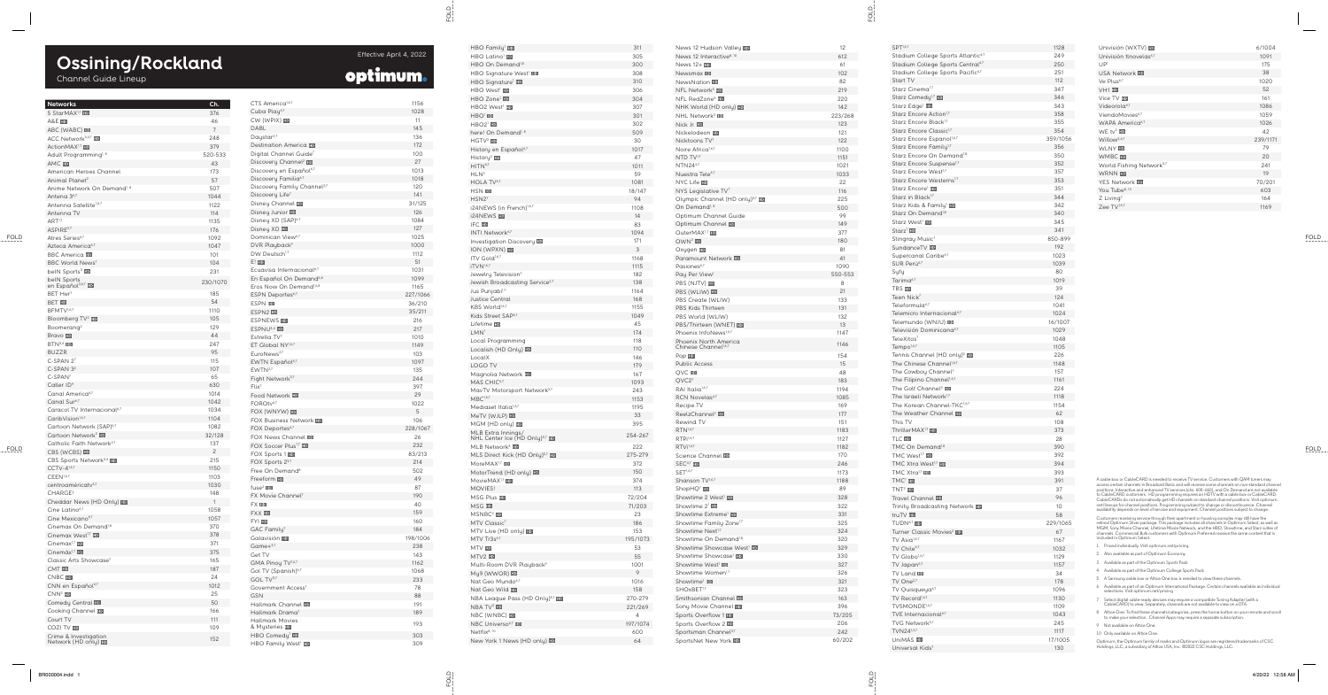# Ossining/Rockland

Channel Guide Lineup

Effective April 4, 2022

optimum.

| Networks | Ch. |
|---|---|
| 5 StarMAX[1] | 376 |
| A&E | 46 |
| ABC (WABC) | 7 |
| ACC Network[1,2] | 248 |
| ActionMAX[1] | 379 |
| Adult Programming[1,8] | 520-533 |
| AMC | 43 |
| American Heroes Channel | 173 |
| Animal Planet[2] | 57 |
| Anime Network On Demand[1,8] | 507 |
| Antena 3[6,7] | 1044 |
| Antenna Satellite[1,6,7] | 1122 |
| Antenna TV | 114 |
| ART[6,7] | 1135 |
| ASPiRE[2,7] | 176 |
| Atres Series[6,7] | 1092 |
| Azteca America[6,7] | 1047 |
| BBC America | 101 |
| BBC World News[7] | 104 |
| beIN Sports[1] | 231 |
| beIN Sports en Español[1,6,7] | 230/1070 |
| BET Her[7] | 185 |
| BET | 54 |
| BFMTV[1,6,7] | 1110 |
| Bloomberg TV[2] | 105 |
| Boomerang[2] | 129 |
| Bravo | 44 |
| BTV[6,7] | 247 |
| BUZZR | 95 |
| C-SPAN 2[7] | 115 |
| C-SPAN 3[7] | 107 |
| C-SPAN[7] | 65 |
| Caller ID[8] | 630 |
| Canal America[6,7] | 1014 |
| Canal Sur[6,7] | 1042 |
| Caracol TV Internacional[6,7] | 1034 |
| CaribVision[1,6,7] | 1104 |
| Cartoon Network (SAP)[6,7] | 1082 |
| Cartoon Network[2] | 32/128 |
| Catholic Faith Network[2,7] | 237 |
| CBS (WCBS) | 2 |
| CBS Sports Network[2,4] | 215 |
| CCTV-4[1,6,7] | 1150 |
| CEEN[1,6,7] | 1103 |
| centroamérica tv[6,7] | 1030 |
| CHARGE! | 148 |
| Cheddar News (HD Only) | 1 |
| Cine Latino[6,7] | 1058 |
| Cine Mexicano[6,7] | 1057 |
| Cinemax On Demand[1,8] | 370 |
| Cinemax West[1,7] | 378 |
| Cinemax[1] | 371 |
| Cinemáx[1,7] | 375 |
| Classic Arts Showcase[7] | 165 |
| CMT | 187 |
| CNBC | 24 |
| CNN en Español[6,7] | 1012 |
| CNN[2] | 25 |
| Comedy Central | 50 |
| Cooking Channel | 166 |
| Court TV | 111 |
| COZI TV | 109 |
| Crime & Investigation Network (HD only) | 152 |
| CTS America[1,6,7] | 1156 |
| Cuba Play[6,7] | 1028 |
| CW (WPIX) | 11 |
| DABL | 145 |
| Daystar[6,7] | 136 |
| Destination America | 172 |
| Digital Channel Guide[7] | 100 |
| Discovery Channel[2] | 27 |
| Discovery en Español[6,7] | 1013 |
| Discovery Familia[6,7] | 1018 |
| Discovery Family Channel[2,7] | 120 |
| Discovery Life[2] | 141 |
| Disney Channel | 31/125 |
| Disney Junior | 126 |
| Disney XD (SAP)[6,7] | 1084 |
| Disney XD | 127 |
| Dominican View[6,7] | 1025 |
| DVR Playback[8] | 1000 |
| DW Deutsch[1,7] | 1112 |
| E! | 51 |
| Ecuavisa Internacional[6,7] | 1031 |
| En Español On Demand[6,8] | 1099 |
| Eros Now On Demand[1,6,8] | 1165 |
| ESPN Deportes[6,7] | 227/1066 |
| ESPN | 36/210 |
| ESPN2 | 35/211 |
| ESPNEWS | 216 |
| ESPNU[2,4] | 217 |
| Estrella TV[7] | 1010 |
| ET Global NY[1,6,7] | 1149 |
| EuroNews[1,7] | 103 |
| EWTN Español[6,7] | 1097 |
| EWTN[2,7] | 135 |
| Fight Network[2,7] | 244 |
| Flix[1] | 397 |
| Food Network | 29 |
| FOROtv[6,7] | 1022 |
| FOX (WNYW) | 5 |
| FOX Business Network | 106 |
| FOX Deportes[6,7] | 228/1067 |
| FOX News Channel | 26 |
| FOX Soccer Plus[1,7] | 232 |
| FOX Sports 1 | 83/213 |
| FOX Sports 2[2,4] | 214 |
| Free On Demand[8] | 502 |
| Freeform | 49 |
| fuse[2] | 87 |
| FX Movie Channel[2] | 190 |
| FX | 40 |
| FXX | 159 |
| FYI | 160 |
| GAC Family[7] | 184 |
| Galavisión | 198/1006 |
| Game+[2,7] | 238 |
| Get TV | 143 |
| GMA Pinoy TV[1,6,7] | 1162 |
| Gol TV (Spanish)[6,7] | 1068 |
| GOL TV[2,7] | 233 |
| Government Access[7] | 78 |
| GSN | 88 |
| Hallmark Channel | 191 |
| Hallmark Drama[2] | 189 |
| Hallmark Movies & Mysteries | 193 |
| HBO Comedy[1] | 303 |
| HBO Family West[1] | 309 |
| HBO Family[1] | 311 |
| HBO Latino[1] | 305 |
| HBO On Demand[1,8] | 300 |
| HBO Signature West[1] | 308 |
| HBO Signature[1] | 310 |
| HBO West[1] | 306 |
| HBO Zone[1] | 304 |
| HBO2 West[1] | 307 |
| HBO[1] | 301 |
| HBO2[1] | 302 |
| here! On Demand[1,8] | 509 |
| HGTV[2] | 30 |
| History en Español[6,7] | 1017 |
| History[2] | 47 |
| HITN[6,7] | 1011 |
| HLN[2] | 59 |
| HOLA TV[6,7] | 1081 |
| HSN | 18/147 |
| HSN2[7] | 94 |
| i24NEWS (in French)[1,6,7] | 1108 |
| i24NEWS | 14 |
| IFC | 83 |
| INTI Network[6,7] | 1094 |
| Investigation Discovery | 171 |
| ION (WPXN) | 3 |
| ITV Gold[1,6,7] | 1168 |
| iTVN[1,6,7] | 1115 |
| Jewelry Television[7] | 182 |
| Jewish Broadcasting Service[2,7] | 138 |
| Jus Punjabi[1,7] | 1164 |
| Justice Central | 168 |
| KBS World[1,6,7] | 1155 |
| Kids Street SAP[6,7] | 1049 |
| Lifetime | 45 |
| LMN[2,7] | 174 |
| Local Programming | 118 |
| Localish (HD Only) | 110 |
| LocalX | 146 |
| LOGO TV | 179 |
| Magnolia Network | 167 |
| MAS CHIC[6,7] | 1093 |
| MavTV Motorsport Network[2,7] | 243 |
| MBC[1,6,7] | 1153 |
| Mediaset Italia[1,6,7] | 1195 |
| MeTV (WJLP) | 33 |
| MGM (HD only) | 395 |
| MLB Extra Innings/ NHL Center Ice (HD Only)[1,7] | 254-267 |
| MLB Network[2] | 222 |
| MLS Direct Kick (HD Only)[1,7] | 275-279 |
| MoreMAX[1,7] | 372 |
| MotorTrend (HD only) | 150 |
| MovieMAX[1,7] | 377 |
| MOVIES! | 113 |
| MSG Plus | 72/204 |
| MSG | 71/203 |
| MSNBC[2] | 23 |
| MTV Classic[2] | 186 |
| MTV Live (HD only) | 153 |
| MTV Tr3s[6,7] | 195/1073 |
| MTV | 53 |
| MTV2 | 55 |
| Multi-Room DVR Playback[8] | 1001 |
| My9 (WWOR) | 9 |
| Nat Geo Mundo[6,7] | 1016 |
| Nat Geo Wild | 158 |
| NBA League Pass (HD Only)[1,7] | 270-279 |
| NBA TV[2] | 221/269 |
| NBC (WNBC) | 4 |
| NBC Universo[6,7] | 197/1074 |
| Netflix[8,10] | 600 |
| New York 1 News (HD only) | 64 |
| News 12 Hudson Valley | 12 |
| News 12 Interactive[8,10] | 612 |
| News 12+ | 61 |
| Newsmax | 102 |
| NewsNation | 82 |
| NFL Network[2] | 219 |
| NFL RedZone[1] | 220 |
| NHK World (HD only) | 142 |
| NHL Network[2] | 223/268 |
| Nick Jr. | 123 |
| Nickelodeon | 121 |
| Nicktoons TV[7] | 122 |
| Noire Africa[1,6,7] | 1100 |
| NTD TV[1,7] | 1151 |
| NTN24[6,7] | 1021 |
| Nuestra Tele[6,7] | 1033 |
| NYC Life | 22 |
| NYS Legislative TV[7] | 116 |
| Olympic Channel (HD only)[2,7] | 225 |
| On Demand[1,8] | 500 |
| Optimum Channel Guide | 99 |
| Optimum Channel | 149 |
| OuterMAX[1] | 377 |
| OWN[2] | 180 |
| Oxygen | 81 |
| Paramount Network | 41 |
| Pasiones[6,7] | 1090 |
| Pay Per View[1] | 550-553 |
| PBS (NJTV) | 8 |
| PBS (WLIW) | 21 |
| PBS Create (WLIW) | 133 |
| PBS Kids Thirteen | 131 |
| PBS World (WLIW) | 132 |
| PBS/Thirteen (WNET) | 13 |
| Phoenix InfoNews[1,6,7] | 1147 |
| Phoenix North America Chinese Channel[1,6,7] | 1146 |
| Pop | 154 |
| Public Access | 15 |
| QVC | 48 |
| QVC2[7] | 183 |
| RAI Italia[1,6,7] | 1194 |
| RCN Nuestra[6,7] | 1085 |
| Recipe.TV | 169 |
| ReelzChannel[2] | 177 |
| Rewind TV | 151 |
| RTN[1,6,7] | 1183 |
| RTP[1,6,7] | 1127 |
| RTVi[1,6,7] | 1182 |
| Science Channel | 170 |
| SEC[2,4] | 246 |
| SET[1,6,7] | 1173 |
| Shanson TV[1,6,7] | 1188 |
| ShopHQ[7] | 89 |
| Showtime 2 West[1] | 328 |
| Showtime 2[1] | 322 |
| Showtime Extreme[1] | 331 |
| Showtime Family Zone[1,7] | 325 |
| Showtime Next[1,7] | 324 |
| Showtime On Demand[1,8] | 320 |
| Showtime Showcase West[1] | 329 |
| Showtime Showcase[1] | 330 |
| Showtime West[1] | 327 |
| Showtime Women[1,7] | 326 |
| Showtime[1] | 321 |
| SHOxBET[1,7] | 323 |
| Smithsonian Channel | 163 |
| Sony Movie Channel | 396 |
| Sports Overflow 1 | 73/205 |
| Sports Overflow 2 | 206 |
| Sportsman Channel[2,7] | 242 |
| SportsNet New York | 60/202 |
| SPT[1,6,7] | 1128 |
| Stadium College Sports Atlantic[4,7] | 249 |
| Stadium College Sports Central[4,7] | 250 |
| Stadium College Sports Pacific[4,7] | 251 |
| Start TV | 112 |
| Starz Cinema[1,7] | 347 |
| Starz Comedy[1] | 346 |
| Starz Edge[1] | 343 |
| Starz Encore Action[1,7] | 358 |
| Starz Encore Black[1,7] | 355 |
| Starz Encore Classic[1,7] | 354 |
| Starz Encore Español[1,6,7] | 359/1056 |
| Starz Encore Family[1,7] | 356 |
| Starz Encore On Demand[1,8] | 350 |
| Starz Encore Suspense[1,7] | 352 |
| Starz Encore West[1,7] | 357 |
| Starz Encore Westerns[1,7] | 353 |
| Starz Encore[1] | 351 |
| Starz in Black[1,7] | 344 |
| Starz Kids & Family[1] | 342 |
| Starz On Demand[1,8] | 340 |
| Starz West[1] | 345 |
| Starz[1] | 341 |
| Stingray Music[7] | 850-899 |
| SundanceTV | 192 |
| Supercanal Caribe[6,7] | 1023 |
| SUR Perú[6,7] | 1039 |
| Syfy | 80 |
| Tarima[6,7] | 1019 |
| TBS | 39 |
| Teen Nick[7] | 124 |
| Teleformula[6,7] | 1041 |
| Telemicro Internacional[6,7] | 1024 |
| Telemundo (WNJU) | 16/1007 |
| Televisión Dominicana[6,7] | 1029 |
| TeleXitos[7] | 1048 |
| Tempo[1,6,7] | 1105 |
| Tennis Channel (HD only)[2] | 226 |
| The Chinese Channel[1,6,7] | 1148 |
| The Cowboy Channel[7] | 157 |
| The Filipino Channel[1,6,7] | 1161 |
| The Golf Channel[2] | 224 |
| The Israeli Network[1,7] | 1118 |
| The Korean Channel-TKC[1,6,7] | 1154 |
| The Weather Channel | 62 |
| This TV | 108 |
| ThrillerMAX[1] | 373 |
| TLC | 28 |
| TMC On Demand[1,8] | 390 |
| TMC West[1] | 392 |
| TMC Xtra West[1,7] | 394 |
| TMC Xtra[1] | 393 |
| TMC[1] | 391 |
| TNT[2] | 37 |
| Travel Channel | 96 |
| Trinity Broadcasting Network | 10 |
| truTV | 58 |
| TUDN[6,7] | 229/1065 |
| Turner Classic Movies[2] | 67 |
| TV Asia[1,6,7] | 1167 |
| TV Chile[6,7] | 1032 |
| TV Globo[1,6,7] | 1129 |
| TV Japan[6,7] | 1157 |
| TV Land | 34 |
| TV One[2,7] | 178 |
| TV Quisqueya[6,7] | 1096 |
| TV Record[6,7] | 1130 |
| TV5MONDE[1,6,7] | 1109 |
| TVE Internacional[6,7] | 1043 |
| TVG Network[2,7] | 245 |
| TVN24[1,6,7] | 1117 |
| UniMÁS | 17/1005 |
| Universal Kids[7] | 130 |
| Univisión (WXTV) | 6/1004 |
| Univisión tlnovelas[6,7] | 1091 |
| UP[7] | 175 |
| USA Network | 38 |
| Ve Plus[6,7] | 1020 |
| VH1 | 52 |
| Vice TV | 161 |
| Videorola[6,7] | 1086 |
| ViendoMovies[6,7] | 1059 |
| WAPA America[6,7] | 1026 |
| WE tv[2] | 42 |
| Willow[2,4,7] | 239/1171 |
| WLNY | 79 |
| WMBC | 20 |
| World Fishing Network[2,7] | 241 |
| WRNN | 19 |
| YES Network | 70/201 |
| You Tube[8,10] | 603 |
| Z Living[7] | 164 |
| Zee TV[1,6,7] | 1169 |

A cable box or CableCARD is needed to receive TV service. Customers with QAM tuners may access certain channels in Broadcast Basic and will receive some channels on non-standard channel positions. Interactive and enhanced TV services (cts. 600-660), and On Demand are not available to CableCARD customers. HD programming requires an HDTV with a cable box or CableCARD. CableCARDs do not automatically get HD channels on standard channel positions. Visit optimum.net/lineups for channel positions. Programming subject to change or discontinuance. Channel availability depends on level of service and equipment. Channel positions subject to change.

Customers receiving service through their apartment or housing complex may still have the retired Optimum Silver package. This package includes all channels in Optimum Select, as well as MGM, Sony Movie Channel, Lifetime Movie Network, and the HBO, Showtime, and Starz suites of channels. Commercial Bulk customers with Optimum Preferred receive the same content that is included in Optimum Select.

1 Priced individually. Visit optimum.net/pricing.
2 Also available as part of Optimum Economy.
3 Available as part of the Optimum Sports Pack.
4 Available as part of the Optimum College Sports Pack.
5 A Samsung cable box or Altice One box is needed to view these channels.
6 Available as part of an Optimum International Package. Certain channels available as individual selections. Visit optimum.net/pricing.
7 Select digital cable-ready devices may require a compatible Tuning Adapter (with a CableCARD) to view. Separately, channels are not available to view on a QTA.
8 Altice One: To find these channels/categories, press the home button on your remote and scroll to make your selection. Channel Apps may require a separate subscription.
9 Not available on Altice One.
10 Only available on Altice One.

Optimum, the Optimum family of marks and Optimum logos are registered trademarks of CSC Holdings, LLC, a subsidiary of Altice USA, Inc. ©2022 CSC Holdings, LLC.